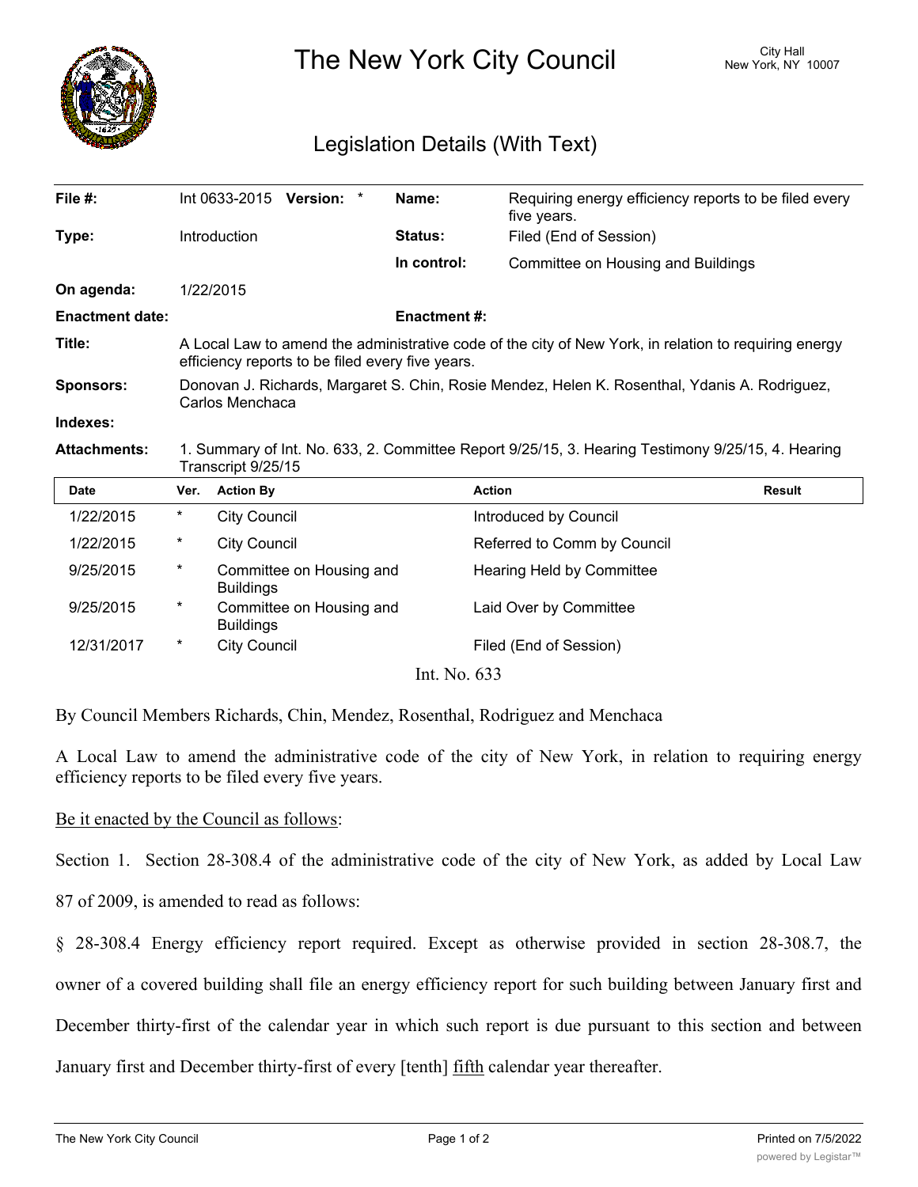# The New York City Council

City Hall
New York, NY 10007

## Legislation Details (With Text)

| | | | |
|---|---|---|---|
| **File #:** | Int 0633-2015 **Version:** * | **Name:** | Requiring energy efficiency reports to be filed every five years. |
| **Type:** | Introduction | **Status:** | Filed (End of Session) |
| | | **In control:** | Committee on Housing and Buildings |
| **On agenda:** | 1/22/2015 | | |
| **Enactment date:** | | **Enactment #:** | |

**Title:** A Local Law to amend the administrative code of the city of New York, in relation to requiring energy efficiency reports to be filed every five years.

**Sponsors:** Donovan J. Richards, Margaret S. Chin, Rosie Mendez, Helen K. Rosenthal, Ydanis A. Rodriguez, Carlos Menchaca

**Indexes:**

**Attachments:** 1. Summary of Int. No. 633, 2. Committee Report 9/25/15, 3. Hearing Testimony 9/25/15, 4. Hearing Transcript 9/25/15

| Date | Ver. | Action By | Action | Result |
|---|---|---|---|---|
| 1/22/2015 | * | City Council | Introduced by Council | |
| 1/22/2015 | * | City Council | Referred to Comm by Council | |
| 9/25/2015 | * | Committee on Housing and Buildings | Hearing Held by Committee | |
| 9/25/2015 | * | Committee on Housing and Buildings | Laid Over by Committee | |
| 12/31/2017 | * | City Council | Filed (End of Session) | |

Int. No. 633

By Council Members Richards, Chin, Mendez, Rosenthal, Rodriguez and Menchaca

A Local Law to amend the administrative code of the city of New York, in relation to requiring energy efficiency reports to be filed every five years.

Be it enacted by the Council as follows:

Section 1. Section 28-308.4 of the administrative code of the city of New York, as added by Local Law 87 of 2009, is amended to read as follows:

§ 28-308.4 Energy efficiency report required. Except as otherwise provided in section 28-308.7, the owner of a covered building shall file an energy efficiency report for such building between January first and December thirty-first of the calendar year in which such report is due pursuant to this section and between January first and December thirty-first of every [tenth] fifth calendar year thereafter.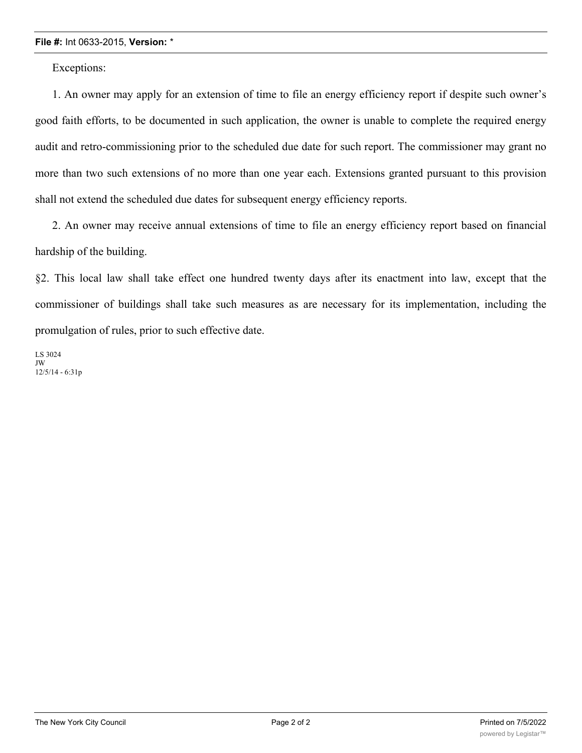Exceptions:

1. An owner may apply for an extension of time to file an energy efficiency report if despite such owner's good faith efforts, to be documented in such application, the owner is unable to complete the required energy audit and retro-commissioning prior to the scheduled due date for such report. The commissioner may grant no more than two such extensions of no more than one year each. Extensions granted pursuant to this provision shall not extend the scheduled due dates for subsequent energy efficiency reports.

2. An owner may receive annual extensions of time to file an energy efficiency report based on financial hardship of the building.

§2. This local law shall take effect one hundred twenty days after its enactment into law, except that the commissioner of buildings shall take such measures as are necessary for its implementation, including the promulgation of rules, prior to such effective date.

LS 3024
JW
12/5/14 - 6:31p